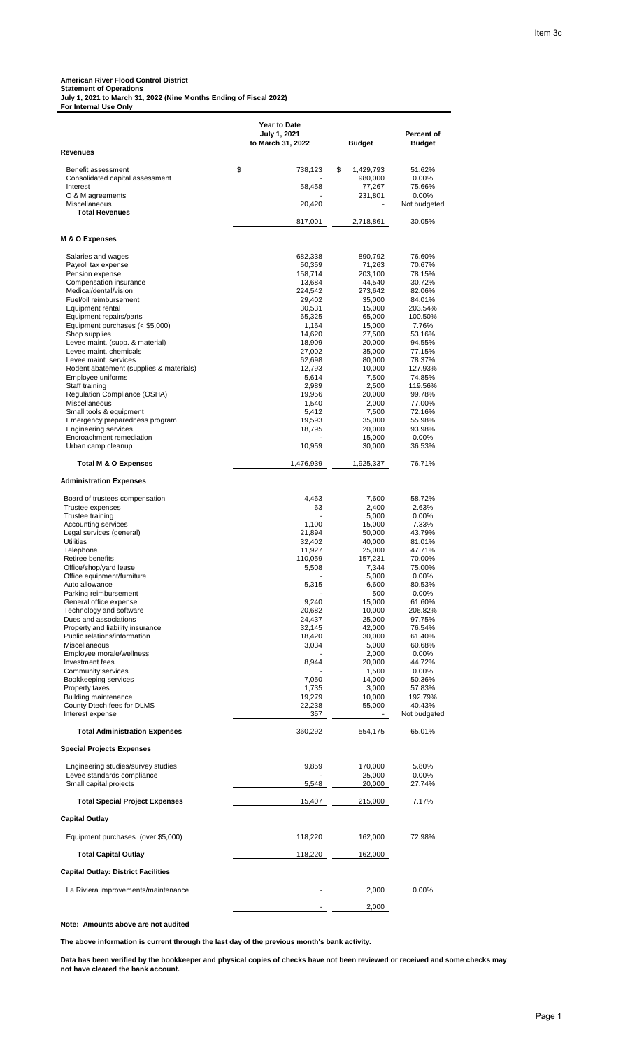**American River Flood Control District**
**Statement of Operations**
**July 1, 2021 to March 31, 2022 (Nine Months Ending of Fiscal 2022)**
**For Internal Use Only**

| | Year to Date July 1, 2021 to March 31, 2022 | Budget | Percent of Budget |
|---|---|---|---|
| **Revenues** | | | |
| Benefit assessment | $ 738,123 | $ 1,429,793 | 51.62% |
| Consolidated capital assessment | - | 980,000 | 0.00% |
| Interest | 58,458 | 77,267 | 75.66% |
| O & M agreements | - | 231,801 | 0.00% |
| Miscellaneous | 20,420 | - | Not budgeted |
| **Total Revenues** | 817,001 | 2,718,861 | 30.05% |
| **M & O Expenses** | | | |
| Salaries and wages | 682,338 | 890,792 | 76.60% |
| Payroll tax expense | 50,359 | 71,263 | 70.67% |
| Pension expense | 158,714 | 203,100 | 78.15% |
| Compensation insurance | 13,684 | 44,540 | 30.72% |
| Medical/dental/vision | 224,542 | 273,642 | 82.06% |
| Fuel/oil reimbursement | 29,402 | 35,000 | 84.01% |
| Equipment rental | 30,531 | 15,000 | 203.54% |
| Equipment repairs/parts | 65,325 | 65,000 | 100.50% |
| Equipment purchases (< $5,000) | 1,164 | 15,000 | 7.76% |
| Shop supplies | 14,620 | 27,500 | 53.16% |
| Levee maint. (supp. & material) | 18,909 | 20,000 | 94.55% |
| Levee maint. chemicals | 27,002 | 35,000 | 77.15% |
| Levee maint. services | 62,698 | 80,000 | 78.37% |
| Rodent abatement (supplies & materials) | 12,793 | 10,000 | 127.93% |
| Employee uniforms | 5,614 | 7,500 | 74.85% |
| Staff training | 2,989 | 2,500 | 119.56% |
| Regulation Compliance (OSHA) | 19,956 | 20,000 | 99.78% |
| Miscellaneous | 1,540 | 2,000 | 77.00% |
| Small tools & equipment | 5,412 | 7,500 | 72.16% |
| Emergency preparedness program | 19,593 | 35,000 | 55.98% |
| Engineering services | 18,795 | 20,000 | 93.98% |
| Encroachment remediation | - | 15,000 | 0.00% |
| Urban camp cleanup | 10,959 | 30,000 | 36.53% |
| **Total M & O Expenses** | 1,476,939 | 1,925,337 | 76.71% |
| **Administration Expenses** | | | |
| Board of trustees compensation | 4,463 | 7,600 | 58.72% |
| Trustee expenses | 63 | 2,400 | 2.63% |
| Trustee training | - | 5,000 | 0.00% |
| Accounting services | 1,100 | 15,000 | 7.33% |
| Legal services (general) | 21,894 | 50,000 | 43.79% |
| Utilities | 32,402 | 40,000 | 81.01% |
| Telephone | 11,927 | 25,000 | 47.71% |
| Retiree benefits | 110,059 | 157,231 | 70.00% |
| Office/shop/yard lease | 5,508 | 7,344 | 75.00% |
| Office equipment/furniture | - | 5,000 | 0.00% |
| Auto allowance | 5,315 | 6,600 | 80.53% |
| Parking reimbursement | - | 500 | 0.00% |
| General office expense | 9,240 | 15,000 | 61.60% |
| Technology and software | 20,682 | 10,000 | 206.82% |
| Dues and associations | 24,437 | 25,000 | 97.75% |
| Property and liability insurance | 32,145 | 42,000 | 76.54% |
| Public relations/information | 18,420 | 30,000 | 61.40% |
| Miscellaneous | 3,034 | 5,000 | 60.68% |
| Employee morale/wellness | - | 2,000 | 0.00% |
| Investment fees | 8,944 | 20,000 | 44.72% |
| Community services | - | 1,500 | 0.00% |
| Bookkeeping services | 7,050 | 14,000 | 50.36% |
| Property taxes | 1,735 | 3,000 | 57.83% |
| Building maintenance | 19,279 | 10,000 | 192.79% |
| County Dtech fees for DLMS | 22,238 | 55,000 | 40.43% |
| Interest expense | 357 | - | Not budgeted |
| **Total Administration Expenses** | 360,292 | 554,175 | 65.01% |
| **Special Projects Expenses** | | | |
| Engineering studies/survey studies | 9,859 | 170,000 | 5.80% |
| Levee standards compliance | - | 25,000 | 0.00% |
| Small capital projects | 5,548 | 20,000 | 27.74% |
| **Total Special Project Expenses** | 15,407 | 215,000 | 7.17% |
| **Capital Outlay** | | | |
| Equipment purchases (over $5,000) | 118,220 | 162,000 | 72.98% |
| **Total Capital Outlay** | 118,220 | 162,000 | |
| **Capital Outlay: District Facilities** | | | |
| La Riviera improvements/maintenance | - | 2,000 | 0.00% |
| | - | 2,000 | |

**Note: Amounts above are not audited**

**The above information is current through the last day of the previous month's bank activity.**

**Data has been verified by the bookkeeper and physical copies of checks have not been reviewed or received and some checks may not have cleared the bank account.**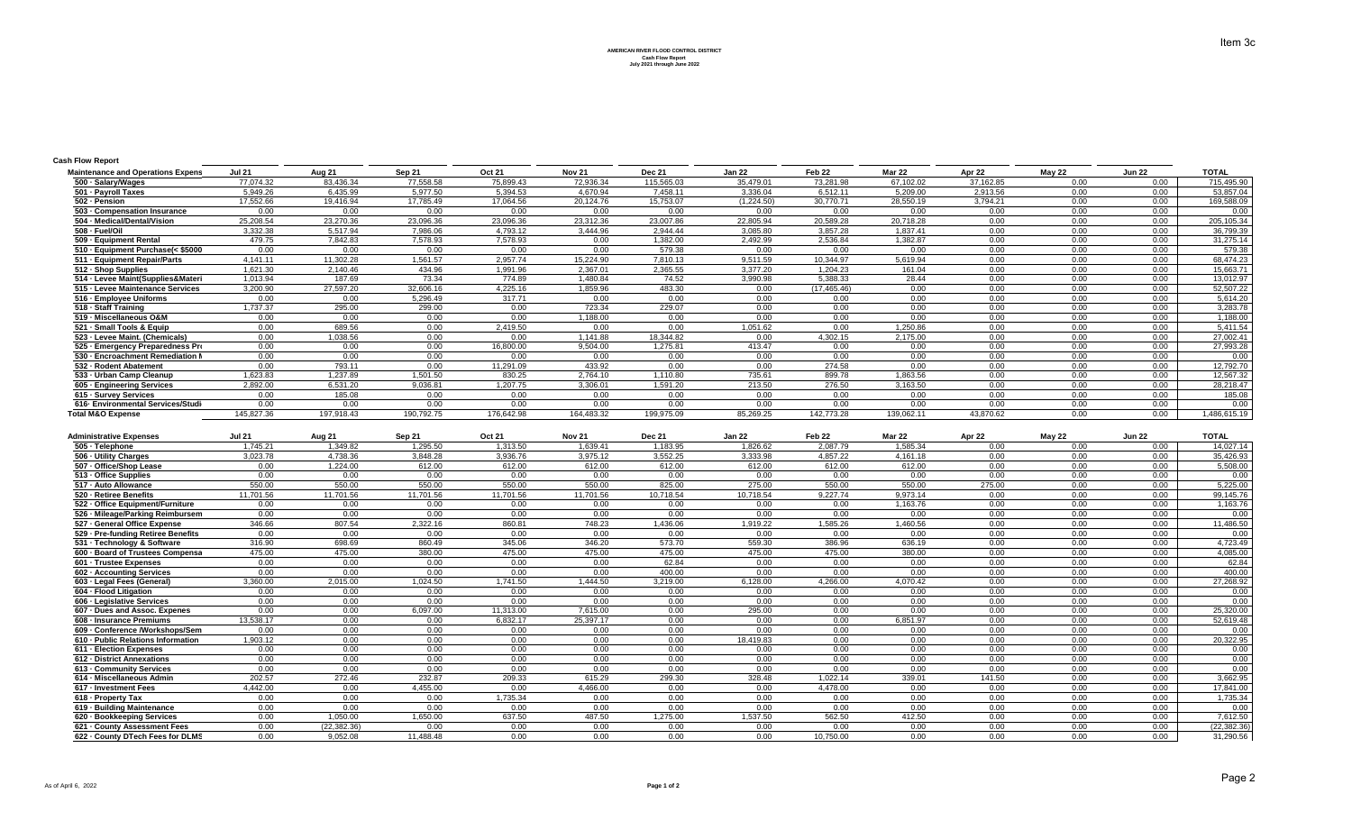**AMERICAN RIVER FLOOD CONTROL DISTRICT**
**Cash Flow Report**
**July 2021 through June 2022**

Item 3c

**Cash Flow Report**

| Maintenance and Operations Expens | Jul 21 | Aug 21 | Sep 21 | Oct 21 | Nov 21 | Dec 21 | Jan 22 | Feb 22 | Mar 22 | Apr 22 | May 22 | Jun 22 | TOTAL |
|---|---|---|---|---|---|---|---|---|---|---|---|---|---|
| 500 · Salary/Wages | 77,074.32 | 83,436.34 | 77,558.58 | 75,899.43 | 72,936.34 | 115,565.03 | 35,479.01 | 73,281.98 | 67,102.02 | 37,162.85 | 0.00 | 0.00 | 715,495.90 |
| 501 · Payroll Taxes | 5,949.26 | 6,435.99 | 5,977.50 | 5,394.53 | 4,670.94 | 7,458.11 | 3,336.04 | 6,512.11 | 5,209.00 | 2,913.56 | 0.00 | 0.00 | 53,857.04 |
| 502 · Pension | 17,552.66 | 19,416.94 | 17,785.49 | 17,064.56 | 20,124.76 | 15,753.07 | (1,224.50) | 30,770.71 | 28,550.19 | 3,794.21 | 0.00 | 0.00 | 169,588.09 |
| 503 · Compensation Insurance | 0.00 | 0.00 | 0.00 | 0.00 | 0.00 | 0.00 | 0.00 | 0.00 | 0.00 | 0.00 | 0.00 | 0.00 | 0.00 |
| 504 · Medical/Dental/Vision | 25,208.54 | 23,270.36 | 23,096.36 | 23,096.36 | 23,312.36 | 23,007.86 | 22,805.94 | 20,589.28 | 20,718.28 | 0.00 | 0.00 | 0.00 | 205,105.34 |
| 508 · Fuel/Oil | 3,332.38 | 5,517.94 | 7,986.06 | 4,793.12 | 3,444.96 | 2,944.44 | 3,085.80 | 3,857.28 | 1,837.41 | 0.00 | 0.00 | 0.00 | 36,799.39 |
| 509 · Equipment Rental | 479.75 | 7,842.83 | 7,578.93 | 7,578.93 | 0.00 | 1,382.00 | 2,492.99 | 2,536.84 | 1,382.87 | 0.00 | 0.00 | 0.00 | 31,275.14 |
| 510 · Equipment Purchase(< $5000 | 0.00 | 0.00 | 0.00 | 0.00 | 0.00 | 579.38 | 0.00 | 0.00 | 0.00 | 0.00 | 0.00 | 0.00 | 579.38 |
| 511 · Equipment Repair/Parts | 4,141.11 | 11,302.28 | 1,561.57 | 2,957.74 | 15,224.90 | 7,810.13 | 9,511.59 | 10,344.97 | 5,619.94 | 0.00 | 0.00 | 0.00 | 68,474.23 |
| 512 · Shop Supplies | 1,621.30 | 2,140.46 | 434.96 | 1,991.96 | 2,367.01 | 2,365.55 | 3,377.20 | 1,204.23 | 161.04 | 0.00 | 0.00 | 0.00 | 15,663.71 |
| 514 · Levee Maint(Supplies&Materi | 1,013.94 | 187.69 | 73.34 | 774.89 | 1,480.84 | 74.52 | 3,990.98 | 5,388.33 | 28.44 | 0.00 | 0.00 | 0.00 | 13,012.97 |
| 515 · Levee Maintenance Services | 3,200.90 | 27,597.20 | 32,606.16 | 4,225.16 | 1,859.96 | 483.30 | 0.00 | (17,465.46) | 0.00 | 0.00 | 0.00 | 0.00 | 52,507.22 |
| 516 · Employee Uniforms | 0.00 | 0.00 | 5,296.49 | 317.71 | 0.00 | 0.00 | 0.00 | 0.00 | 0.00 | 0.00 | 0.00 | 0.00 | 5,614.20 |
| 518 · Staff Training | 1,737.37 | 295.00 | 299.00 | 0.00 | 723.34 | 229.07 | 0.00 | 0.00 | 0.00 | 0.00 | 0.00 | 0.00 | 3,283.78 |
| 519 · Miscellaneous O&M | 0.00 | 0.00 | 0.00 | 0.00 | 1,188.00 | 0.00 | 0.00 | 0.00 | 0.00 | 0.00 | 0.00 | 0.00 | 1,188.00 |
| 521 · Small Tools & Equip | 0.00 | 689.56 | 0.00 | 2,419.50 | 0.00 | 0.00 | 1,051.62 | 0.00 | 1,250.86 | 0.00 | 0.00 | 0.00 | 5,411.54 |
| 523 · Levee Maint. (Chemicals) | 0.00 | 1,038.56 | 0.00 | 0.00 | 1,141.88 | 18,344.82 | 0.00 | 4,302.15 | 2,175.00 | 0.00 | 0.00 | 0.00 | 27,002.41 |
| 525 · Emergency Preparedness Pro | 0.00 | 0.00 | 0.00 | 16,800.00 | 9,504.00 | 1,275.81 | 413.47 | 0.00 | 0.00 | 0.00 | 0.00 | 0.00 | 27,993.28 |
| 530 · Encroachment Remediation I | 0.00 | 0.00 | 0.00 | 0.00 | 0.00 | 0.00 | 0.00 | 0.00 | 0.00 | 0.00 | 0.00 | 0.00 | 0.00 |
| 532 · Rodent Abatement | 0.00 | 793.11 | 0.00 | 11,291.09 | 433.92 | 0.00 | 0.00 | 274.58 | 0.00 | 0.00 | 0.00 | 0.00 | 12,792.70 |
| 533 · Urban Camp Cleanup | 1,623.83 | 1,237.89 | 1,501.50 | 830.25 | 2,764.10 | 1,110.80 | 735.61 | 899.78 | 1,863.56 | 0.00 | 0.00 | 0.00 | 12,567.32 |
| 605 · Engineering Services | 2,892.00 | 6,531.20 | 9,036.81 | 1,207.75 | 3,306.01 | 1,591.20 | 213.50 | 276.50 | 3,163.50 | 0.00 | 0.00 | 0.00 | 28,218.47 |
| 615 · Survey Services | 0.00 | 185.08 | 0.00 | 0.00 | 0.00 | 0.00 | 0.00 | 0.00 | 0.00 | 0.00 | 0.00 | 0.00 | 185.08 |
| 616· Environmental Services/Studi | 0.00 | 0.00 | 0.00 | 0.00 | 0.00 | 0.00 | 0.00 | 0.00 | 0.00 | 0.00 | 0.00 | 0.00 | 0.00 |
| **Total M&O Expense** | 145,827.36 | 197,918.43 | 190,792.75 | 176,642.98 | 164,483.32 | 199,975.09 | 85,269.25 | 142,773.28 | 139,062.11 | 43,870.62 | 0.00 | 0.00 | 1,486,615.19 |

| Administrative Expenses | Jul 21 | Aug 21 | Sep 21 | Oct 21 | Nov 21 | Dec 21 | Jan 22 | Feb 22 | Mar 22 | Apr 22 | May 22 | Jun 22 | TOTAL |
|---|---|---|---|---|---|---|---|---|---|---|---|---|---|
| 505 · Telephone | 1,745.21 | 1,349.82 | 1,295.50 | 1,313.50 | 1,639.41 | 1,183.95 | 1,826.62 | 2,087.79 | 1,585.34 | 0.00 | 0.00 | 0.00 | 14,027.14 |
| 506 · Utility Charges | 3,023.78 | 4,738.36 | 3,848.28 | 3,936.76 | 3,975.12 | 3,552.25 | 3,333.98 | 4,857.22 | 4,161.18 | 0.00 | 0.00 | 0.00 | 35,426.93 |
| 507 · Office/Shop Lease | 0.00 | 1,224.00 | 612.00 | 612.00 | 612.00 | 612.00 | 612.00 | 612.00 | 612.00 | 0.00 | 0.00 | 0.00 | 5,508.00 |
| 513 · Office Supplies | 0.00 | 0.00 | 0.00 | 0.00 | 0.00 | 0.00 | 0.00 | 0.00 | 0.00 | 0.00 | 0.00 | 0.00 | 0.00 |
| 517 · Auto Allowance | 550.00 | 550.00 | 550.00 | 550.00 | 550.00 | 825.00 | 275.00 | 550.00 | 550.00 | 275.00 | 0.00 | 0.00 | 5,225.00 |
| 520 · Retiree Benefits | 11,701.56 | 11,701.56 | 11,701.56 | 11,701.56 | 11,701.56 | 10,718.54 | 10,718.54 | 9,227.74 | 9,973.14 | 0.00 | 0.00 | 0.00 | 99,145.76 |
| 522 · Office Equipment/Furniture | 0.00 | 0.00 | 0.00 | 0.00 | 0.00 | 0.00 | 0.00 | 0.00 | 1,163.76 | 0.00 | 0.00 | 0.00 | 1,163.76 |
| 526 · Mileage/Parking Reimbursem | 0.00 | 0.00 | 0.00 | 0.00 | 0.00 | 0.00 | 0.00 | 0.00 | 0.00 | 0.00 | 0.00 | 0.00 | 0.00 |
| 527 · General Office Expense | 346.66 | 807.54 | 2,322.16 | 860.81 | 748.23 | 1,436.06 | 1,919.22 | 1,585.26 | 1,460.56 | 0.00 | 0.00 | 0.00 | 11,486.50 |
| 529 · Pre-funding Retiree Benefits | 0.00 | 0.00 | 0.00 | 0.00 | 0.00 | 0.00 | 0.00 | 0.00 | 0.00 | 0.00 | 0.00 | 0.00 | 0.00 |
| 531 · Technology & Software | 316.90 | 698.69 | 860.49 | 345.06 | 346.20 | 573.70 | 559.30 | 386.96 | 636.19 | 0.00 | 0.00 | 0.00 | 4,723.49 |
| 600 · Board of Trustees Compensa | 475.00 | 475.00 | 380.00 | 475.00 | 475.00 | 475.00 | 475.00 | 475.00 | 380.00 | 0.00 | 0.00 | 0.00 | 4,085.00 |
| 601 · Trustee Expenses | 0.00 | 0.00 | 0.00 | 0.00 | 0.00 | 62.84 | 0.00 | 0.00 | 0.00 | 0.00 | 0.00 | 0.00 | 62.84 |
| 602 · Accounting Services | 0.00 | 0.00 | 0.00 | 0.00 | 0.00 | 400.00 | 0.00 | 0.00 | 0.00 | 0.00 | 0.00 | 0.00 | 400.00 |
| 603 · Legal Fees (General) | 3,360.00 | 2,015.00 | 1,024.50 | 1,741.50 | 1,444.50 | 3,219.00 | 6,128.00 | 4,266.00 | 4,070.42 | 0.00 | 0.00 | 0.00 | 27,268.92 |
| 604 · Flood Litigation | 0.00 | 0.00 | 0.00 | 0.00 | 0.00 | 0.00 | 0.00 | 0.00 | 0.00 | 0.00 | 0.00 | 0.00 | 0.00 |
| 606 · Legislative Services | 0.00 | 0.00 | 0.00 | 0.00 | 0.00 | 0.00 | 0.00 | 0.00 | 0.00 | 0.00 | 0.00 | 0.00 | 0.00 |
| 607 · Dues and Assoc. Expenes | 0.00 | 0.00 | 6,097.00 | 11,313.00 | 7,615.00 | 0.00 | 295.00 | 0.00 | 0.00 | 0.00 | 0.00 | 0.00 | 25,320.00 |
| 608 · Insurance Premiums | 13,538.17 | 0.00 | 0.00 | 6,832.17 | 25,397.17 | 0.00 | 0.00 | 0.00 | 6,851.97 | 0.00 | 0.00 | 0.00 | 52,619.48 |
| 609 · Conference /Workshops/Sem | 0.00 | 0.00 | 0.00 | 0.00 | 0.00 | 0.00 | 0.00 | 0.00 | 0.00 | 0.00 | 0.00 | 0.00 | 0.00 |
| 610 · Public Relations Information | 1,903.12 | 0.00 | 0.00 | 0.00 | 0.00 | 0.00 | 18,419.83 | 0.00 | 0.00 | 0.00 | 0.00 | 0.00 | 20,322.95 |
| 611 · Election Expenses | 0.00 | 0.00 | 0.00 | 0.00 | 0.00 | 0.00 | 0.00 | 0.00 | 0.00 | 0.00 | 0.00 | 0.00 | 0.00 |
| 612 · District Annexations | 0.00 | 0.00 | 0.00 | 0.00 | 0.00 | 0.00 | 0.00 | 0.00 | 0.00 | 0.00 | 0.00 | 0.00 | 0.00 |
| 613 · Community Services | 0.00 | 0.00 | 0.00 | 0.00 | 0.00 | 0.00 | 0.00 | 0.00 | 0.00 | 0.00 | 0.00 | 0.00 | 0.00 |
| 614 · Miscellaneous Admin | 202.57 | 272.46 | 232.87 | 209.33 | 615.29 | 299.30 | 328.48 | 1,022.14 | 339.01 | 141.50 | 0.00 | 0.00 | 3,662.95 |
| 617 · Investment Fees | 4,442.00 | 0.00 | 4,455.00 | 0.00 | 4,466.00 | 0.00 | 0.00 | 4,478.00 | 0.00 | 0.00 | 0.00 | 0.00 | 17,841.00 |
| 618 · Property Tax | 0.00 | 0.00 | 0.00 | 1,735.34 | 0.00 | 0.00 | 0.00 | 0.00 | 0.00 | 0.00 | 0.00 | 0.00 | 1,735.34 |
| 619 · Building Maintenance | 0.00 | 0.00 | 0.00 | 0.00 | 0.00 | 0.00 | 0.00 | 0.00 | 0.00 | 0.00 | 0.00 | 0.00 | 0.00 |
| 620 · Bookkeeping Services | 0.00 | 1,050.00 | 1,650.00 | 637.50 | 487.50 | 1,275.00 | 1,537.50 | 562.50 | 412.50 | 0.00 | 0.00 | 0.00 | 7,612.50 |
| 621 · County Assessment Fees | 0.00 | (22,382.36) | 0.00 | 0.00 | 0.00 | 0.00 | 0.00 | 0.00 | 0.00 | 0.00 | 0.00 | 0.00 | (22,382.36) |
| 622 · County DTech Fees for DLMS | 0.00 | 9,052.08 | 11,488.48 | 0.00 | 0.00 | 0.00 | 0.00 | 10,750.00 | 0.00 | 0.00 | 0.00 | 0.00 | 31,290.56 |

As of April 6, 2022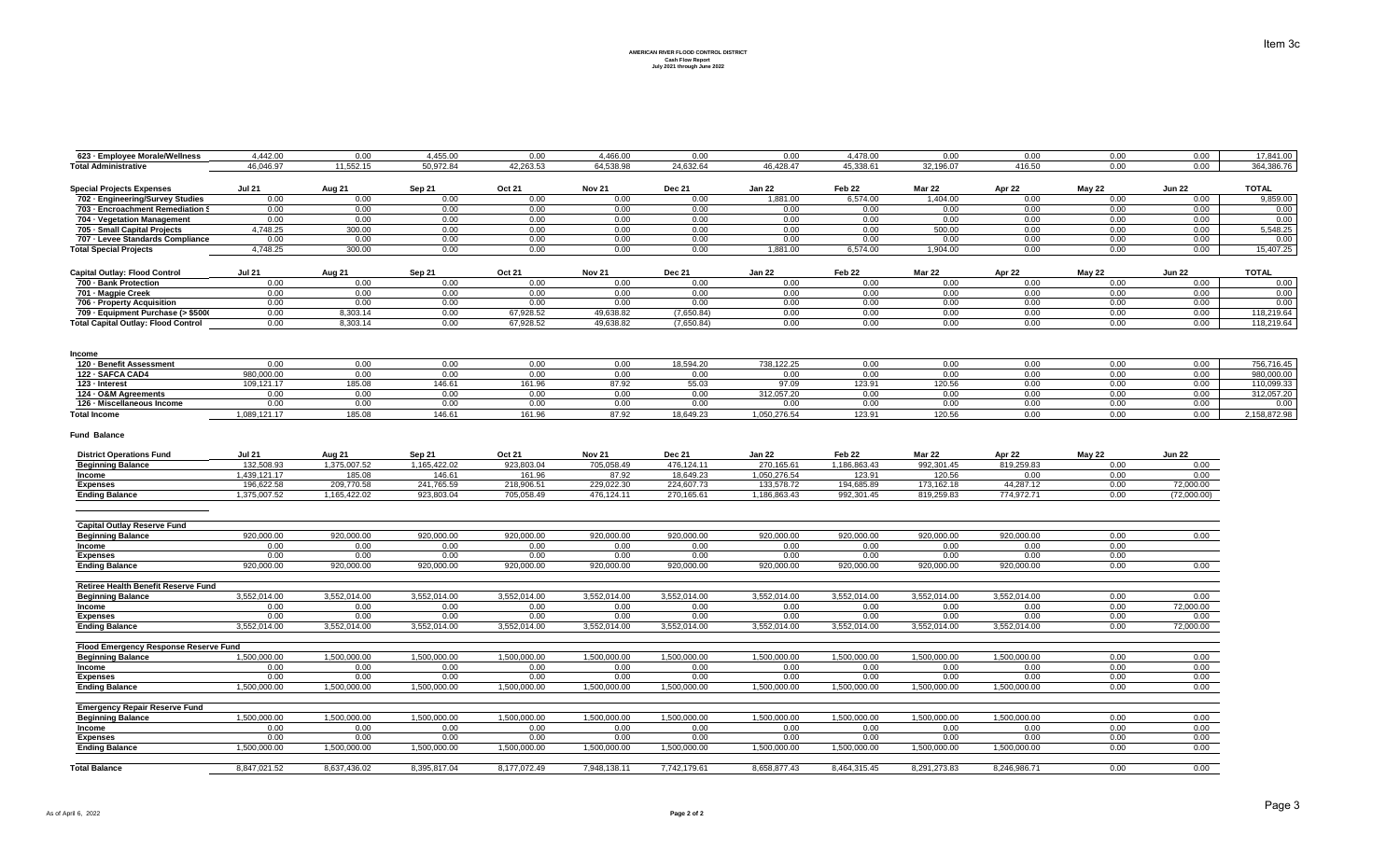**AMERICAN RIVER FLOOD CONTROL DISTRICT**
**Cash Flow Report**
**July 2021 through June 2022**

Item 3c

| | | | | | | | | | | | | | |
|---|---|---|---|---|---|---|---|---|---|---|---|---|---|
| 623 · Employee Morale/Wellness | 4,442.00 | 0.00 | 4,455.00 | 0.00 | 4,466.00 | 0.00 | 0.00 | 4,478.00 | 0.00 | 0.00 | 0.00 | 0.00 | 17,841.00 |
| **Total Administrative** | 46,046.97 | 11,552.15 | 50,972.84 | 42,263.53 | 64,538.98 | 24,632.64 | 46,428.47 | 45,338.61 | 32,196.07 | 416.50 | 0.00 | 0.00 | 364,386.76 |

| **Special Projects Expenses** | **Jul 21** | **Aug 21** | **Sep 21** | **Oct 21** | **Nov 21** | **Dec 21** | **Jan 22** | **Feb 22** | **Mar 22** | **Apr 22** | **May 22** | **Jun 22** | **TOTAL** |
|---|---|---|---|---|---|---|---|---|---|---|---|---|---|
| 702 · Engineering/Survey Studies | 0.00 | 0.00 | 0.00 | 0.00 | 0.00 | 0.00 | 1,881.00 | 6,574.00 | 1,404.00 | 0.00 | 0.00 | 0.00 | 9,859.00 |
| 703 · Encroachment Remediation S | 0.00 | 0.00 | 0.00 | 0.00 | 0.00 | 0.00 | 0.00 | 0.00 | 0.00 | 0.00 | 0.00 | 0.00 | 0.00 |
| 704 · Vegetation Management | 0.00 | 0.00 | 0.00 | 0.00 | 0.00 | 0.00 | 0.00 | 0.00 | 0.00 | 0.00 | 0.00 | 0.00 | 0.00 |
| 705 · Small Capital Projects | 4,748.25 | 300.00 | 0.00 | 0.00 | 0.00 | 0.00 | 0.00 | 0.00 | 500.00 | 0.00 | 0.00 | 0.00 | 5,548.25 |
| 707 · Levee Standards Compliance | 0.00 | 0.00 | 0.00 | 0.00 | 0.00 | 0.00 | 0.00 | 0.00 | 0.00 | 0.00 | 0.00 | 0.00 | 0.00 |
| **Total Special Projects** | 4,748.25 | 300.00 | 0.00 | 0.00 | 0.00 | 0.00 | 1,881.00 | 6,574.00 | 1,904.00 | 0.00 | 0.00 | 0.00 | 15,407.25 |

| **Capital Outlay: Flood Control** | **Jul 21** | **Aug 21** | **Sep 21** | **Oct 21** | **Nov 21** | **Dec 21** | **Jan 22** | **Feb 22** | **Mar 22** | **Apr 22** | **May 22** | **Jun 22** | **TOTAL** |
|---|---|---|---|---|---|---|---|---|---|---|---|---|---|
| 700 · Bank Protection | 0.00 | 0.00 | 0.00 | 0.00 | 0.00 | 0.00 | 0.00 | 0.00 | 0.00 | 0.00 | 0.00 | 0.00 | 0.00 |
| 701 · Magpie Creek | 0.00 | 0.00 | 0.00 | 0.00 | 0.00 | 0.00 | 0.00 | 0.00 | 0.00 | 0.00 | 0.00 | 0.00 | 0.00 |
| 706 · Property Acquisition | 0.00 | 0.00 | 0.00 | 0.00 | 0.00 | 0.00 | 0.00 | 0.00 | 0.00 | 0.00 | 0.00 | 0.00 | 0.00 |
| 709 · Equipment Purchase (> $5000 | 0.00 | 8,303.14 | 0.00 | 67,928.52 | 49,638.82 | (7,650.84) | 0.00 | 0.00 | 0.00 | 0.00 | 0.00 | 0.00 | 118,219.64 |
| **Total Capital Outlay: Flood Control** | 0.00 | 8,303.14 | 0.00 | 67,928.52 | 49,638.82 | (7,650.84) | 0.00 | 0.00 | 0.00 | 0.00 | 0.00 | 0.00 | 118,219.64 |

| **Income** | | | | | | | | | | | | | |
|---|---|---|---|---|---|---|---|---|---|---|---|---|---|
| 120 · Benefit Assessment | 0.00 | 0.00 | 0.00 | 0.00 | 0.00 | 18,594.20 | 738,122.25 | 0.00 | 0.00 | 0.00 | 0.00 | 0.00 | 756,716.45 |
| 122 · SAFCA CAD4 | 980,000.00 | 0.00 | 0.00 | 0.00 | 0.00 | 0.00 | 0.00 | 0.00 | 0.00 | 0.00 | 0.00 | 0.00 | 980,000.00 |
| 123 · Interest | 109,121.17 | 185.08 | 146.61 | 161.96 | 87.92 | 55.03 | 97.09 | 123.91 | 120.56 | 0.00 | 0.00 | 0.00 | 110,099.33 |
| 124 · O&M Agreements | 0.00 | 0.00 | 0.00 | 0.00 | 0.00 | 0.00 | 312,057.20 | 0.00 | 0.00 | 0.00 | 0.00 | 0.00 | 312,057.20 |
| 126 · Miscellaneous Income | 0.00 | 0.00 | 0.00 | 0.00 | 0.00 | 0.00 | 0.00 | 0.00 | 0.00 | 0.00 | 0.00 | 0.00 | 0.00 |
| **Total Income** | 1,089,121.17 | 185.08 | 146.61 | 161.96 | 87.92 | 18,649.23 | 1,050,276.54 | 123.91 | 120.56 | 0.00 | 0.00 | 0.00 | 2,158,872.98 |

**Fund Balance**

| **District Operations Fund** | **Jul 21** | **Aug 21** | **Sep 21** | **Oct 21** | **Nov 21** | **Dec 21** | **Jan 22** | **Feb 22** | **Mar 22** | **Apr 22** | **May 22** | **Jun 22** |
|---|---|---|---|---|---|---|---|---|---|---|---|---|
| **Beginning Balance** | 132,508.93 | 1,375,007.52 | 1,165,422.02 | 923,803.04 | 705,058.49 | 476,124.11 | 270,165.61 | 1,186,863.43 | 992,301.45 | 819,259.83 | 0.00 | 0.00 |
| **Income** | 1,439,121.17 | 185.08 | 146.61 | 161.96 | 87.92 | 18,649.23 | 1,050,276.54 | 123.91 | 120.56 | 0.00 | 0.00 | 0.00 |
| **Expenses** | 196,622.58 | 209,770.58 | 241,765.59 | 218,906.51 | 229,022.30 | 224,607.73 | 133,578.72 | 194,685.89 | 173,162.18 | 44,287.12 | 0.00 | 72,000.00 |
| **Ending Balance** | 1,375,007.52 | 1,165,422.02 | 923,803.04 | 705,058.49 | 476,124.11 | 270,165.61 | 1,186,863.43 | 992,301.45 | 819,259.83 | 774,972.71 | 0.00 | (72,000.00) |

| **Capital Outlay Reserve Fund** | | | | | | | | | | | | |
|---|---|---|---|---|---|---|---|---|---|---|---|---|
| **Beginning Balance** | 920,000.00 | 920,000.00 | 920,000.00 | 920,000.00 | 920,000.00 | 920,000.00 | 920,000.00 | 920,000.00 | 920,000.00 | 920,000.00 | 0.00 | 0.00 |
| **Income** | 0.00 | 0.00 | 0.00 | 0.00 | 0.00 | 0.00 | 0.00 | 0.00 | 0.00 | 0.00 | 0.00 | |
| **Expenses** | 0.00 | 0.00 | 0.00 | 0.00 | 0.00 | 0.00 | 0.00 | 0.00 | 0.00 | 0.00 | 0.00 | |
| **Ending Balance** | 920,000.00 | 920,000.00 | 920,000.00 | 920,000.00 | 920,000.00 | 920,000.00 | 920,000.00 | 920,000.00 | 920,000.00 | 920,000.00 | 0.00 | 0.00 |

| **Retiree Health Benefit Reserve Fund** | | | | | | | | | | | | |
|---|---|---|---|---|---|---|---|---|---|---|---|---|
| **Beginning Balance** | 3,552,014.00 | 3,552,014.00 | 3,552,014.00 | 3,552,014.00 | 3,552,014.00 | 3,552,014.00 | 3,552,014.00 | 3,552,014.00 | 3,552,014.00 | 3,552,014.00 | 0.00 | 0.00 |
| **Income** | 0.00 | 0.00 | 0.00 | 0.00 | 0.00 | 0.00 | 0.00 | 0.00 | 0.00 | 0.00 | 0.00 | 72,000.00 |
| **Expenses** | 0.00 | 0.00 | 0.00 | 0.00 | 0.00 | 0.00 | 0.00 | 0.00 | 0.00 | 0.00 | 0.00 | 0.00 |
| **Ending Balance** | 3,552,014.00 | 3,552,014.00 | 3,552,014.00 | 3,552,014.00 | 3,552,014.00 | 3,552,014.00 | 3,552,014.00 | 3,552,014.00 | 3,552,014.00 | 3,552,014.00 | 0.00 | 72,000.00 |

| **Flood Emergency Response Reserve Fund** | | | | | | | | | | | | |
|---|---|---|---|---|---|---|---|---|---|---|---|---|
| **Beginning Balance** | 1,500,000.00 | 1,500,000.00 | 1,500,000.00 | 1,500,000.00 | 1,500,000.00 | 1,500,000.00 | 1,500,000.00 | 1,500,000.00 | 1,500,000.00 | 1,500,000.00 | 0.00 | 0.00 |
| **Income** | 0.00 | 0.00 | 0.00 | 0.00 | 0.00 | 0.00 | 0.00 | 0.00 | 0.00 | 0.00 | 0.00 | 0.00 |
| **Expenses** | 0.00 | 0.00 | 0.00 | 0.00 | 0.00 | 0.00 | 0.00 | 0.00 | 0.00 | 0.00 | 0.00 | 0.00 |
| **Ending Balance** | 1,500,000.00 | 1,500,000.00 | 1,500,000.00 | 1,500,000.00 | 1,500,000.00 | 1,500,000.00 | 1,500,000.00 | 1,500,000.00 | 1,500,000.00 | 1,500,000.00 | 0.00 | 0.00 |

| **Emergency Repair Reserve Fund** | | | | | | | | | | | | |
|---|---|---|---|---|---|---|---|---|---|---|---|---|
| **Beginning Balance** | 1,500,000.00 | 1,500,000.00 | 1,500,000.00 | 1,500,000.00 | 1,500,000.00 | 1,500,000.00 | 1,500,000.00 | 1,500,000.00 | 1,500,000.00 | 1,500,000.00 | 0.00 | 0.00 |
| **Income** | 0.00 | 0.00 | 0.00 | 0.00 | 0.00 | 0.00 | 0.00 | 0.00 | 0.00 | 0.00 | 0.00 | 0.00 |
| **Expenses** | 0.00 | 0.00 | 0.00 | 0.00 | 0.00 | 0.00 | 0.00 | 0.00 | 0.00 | 0.00 | 0.00 | 0.00 |
| **Ending Balance** | 1,500,000.00 | 1,500,000.00 | 1,500,000.00 | 1,500,000.00 | 1,500,000.00 | 1,500,000.00 | 1,500,000.00 | 1,500,000.00 | 1,500,000.00 | 1,500,000.00 | 0.00 | 0.00 |
| **Total Balance** | 8,847,021.52 | 8,637,436.02 | 8,395,817.04 | 8,177,072.49 | 7,948,138.11 | 7,742,179.61 | 8,658,877.43 | 8,464,315.45 | 8,291,273.83 | 8,246,986.71 | 0.00 | 0.00 |

As of April 6, 2022